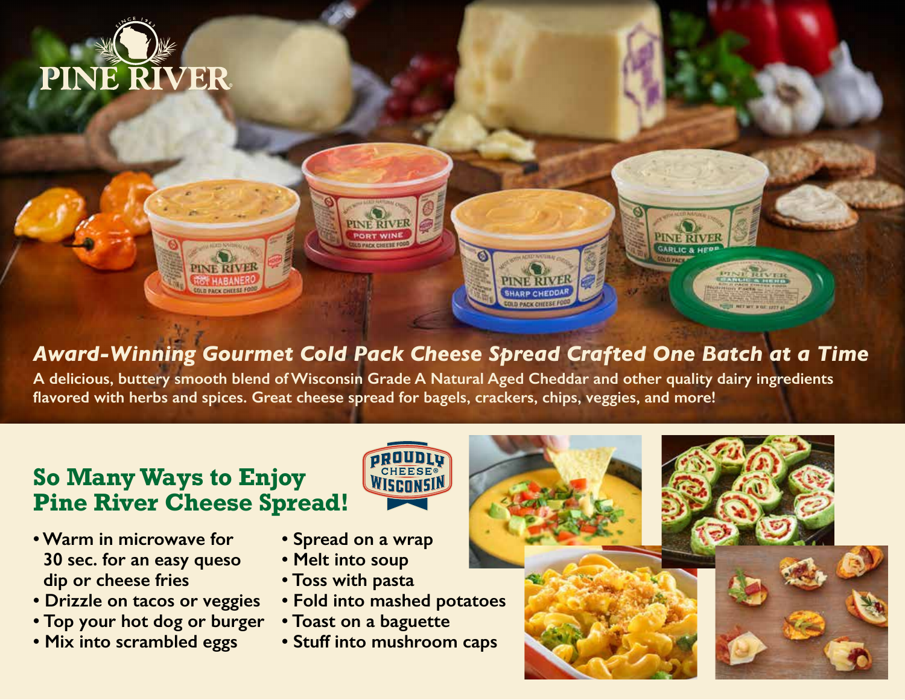PINE RIVER

## *Award-Winning Gourmet Cold Pack Cheese Spread Crafted One Batch at a Time*

**A delicious, buttery smooth blend of Wisconsin Grade A Natural Aged Cheddar and other quality dairy ingredients flavored with herbs and spices. Great cheese spread for bagels, crackers, chips, veggies, and more!**

## So Many Ways to Enjoy Pine River Cheese Spread!

PROUDLY CHEESE® WISCONSIN

- Warm in microwave for 30 sec. for an easy queso dip or cheese fries
- Drizzle on tacos or veggies
- Top your hot dog or burger
- Mix into scrambled eggs
- Spread on a wrap
- Melt into soup
- Toss with pasta
- Fold into mashed potatoes
- Toast on a baguette
- Stuff into mushroom caps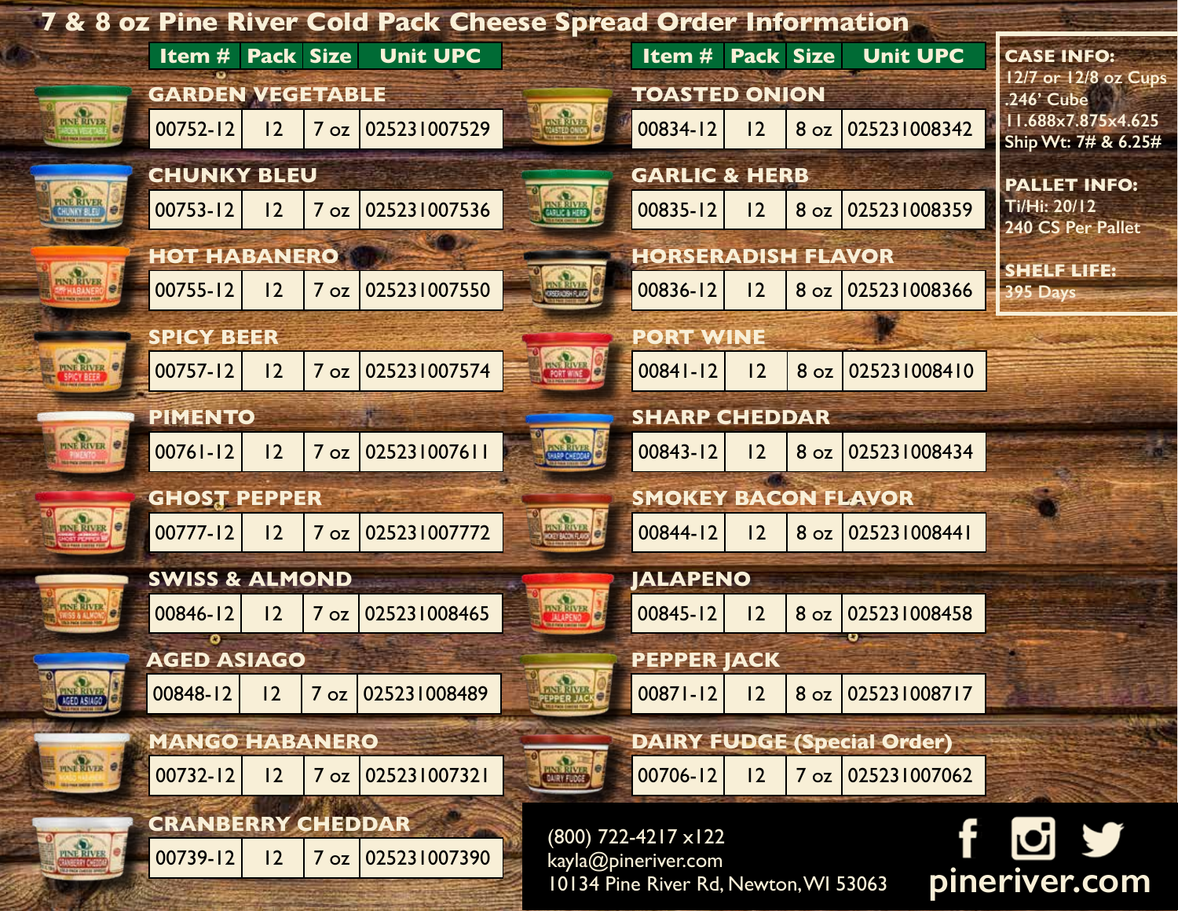# 7 & 8 oz Pine River Cold Pack Cheese Spread Order Information

| Product | Item # | Pack | Size | Unit UPC |
|---|---|---|---|---|
| GARDEN VEGETABLE | 00752-12 | 12 | 7 oz | 025231007529 |
| CHUNKY BLEU | 00753-12 | 12 | 7 oz | 025231007536 |
| HOT HABANERO | 00755-12 | 12 | 7 oz | 025231007550 |
| SPICY BEER | 00757-12 | 12 | 7 oz | 025231007574 |
| PIMENTO | 00761-12 | 12 | 7 oz | 025231007611 |
| GHOST PEPPER | 00777-12 | 12 | 7 oz | 025231007772 |
| SWISS & ALMOND | 00846-12 | 12 | 7 oz | 025231008465 |
| AGED ASIAGO | 00848-12 | 12 | 7 oz | 025231008489 |
| MANGO HABANERO | 00732-12 | 12 | 7 oz | 025231007321 |
| CRANBERRY CHEDDAR | 00739-12 | 12 | 7 oz | 025231007390 |
| TOASTED ONION | 00834-12 | 12 | 8 oz | 025231008342 |
| GARLIC & HERB | 00835-12 | 12 | 8 oz | 025231008359 |
| HORSERADISH FLAVOR | 00836-12 | 12 | 8 oz | 025231008366 |
| PORT WINE | 00841-12 | 12 | 8 oz | 025231008410 |
| SHARP CHEDDAR | 00843-12 | 12 | 8 oz | 025231008434 |
| SMOKEY BACON FLAVOR | 00844-12 | 12 | 8 oz | 025231008441 |
| JALAPENO | 00845-12 | 12 | 8 oz | 025231008458 |
| PEPPER JACK | 00871-12 | 12 | 8 oz | 025231008717 |
| DAIRY FUDGE (Special Order) | 00706-12 | 12 | 7 oz | 025231007062 |

**CASE INFO:**
12/7 or 12/8 oz Cups
.246' Cube
11.688x7.875x4.625
Ship Wt: 7# & 6.25#

**PALLET INFO:**
Ti/Hi: 20/12
240 CS Per Pallet

**SHELF LIFE:**
395 Days

(800) 722-4217 x122
kayla@pineriver.com
10134 Pine River Rd, Newton, WI 53063

pineriver.com